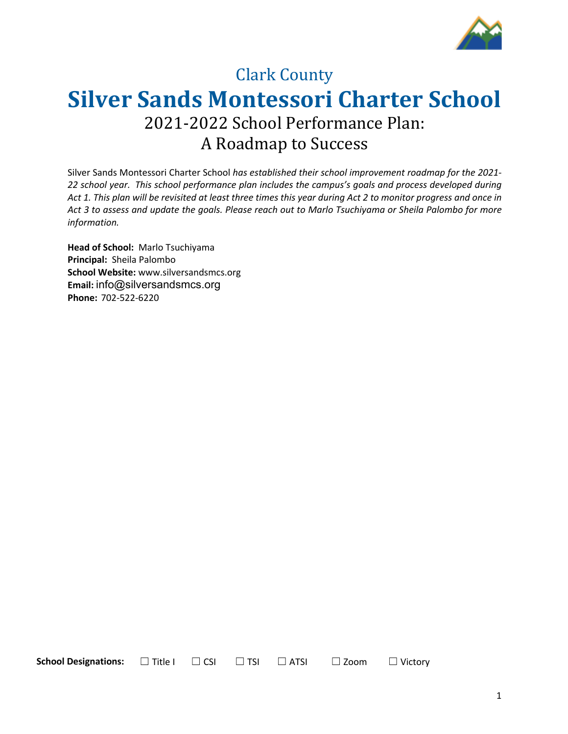# Clark County

# Silver Sands Montessori Charter School

## 2021-2022 School Performance Plan: A Roadmap to Success

Silver Sands Montessori Charter School *has established their school improvement roadmap for the 2021-22 school year. This school performance plan includes the campus's goals and process developed during Act 1. This plan will be revisited at least three times this year during Act 2 to monitor progress and once in Act 3 to assess and update the goals. Please reach out to Marlo Tsuchiyama or Sheila Palombo for more information.*

**Head of School:** Marlo Tsuchiyama
**Principal:** Sheila Palombo
**School Website:** www.silversandsmcs.org
**Email:** info@silversandsmcs.org
**Phone:** 702-522-6220

**School Designations:** ☐ Title I ☐ CSI ☐ TSI ☐ ATSI ☐ Zoom ☐ Victory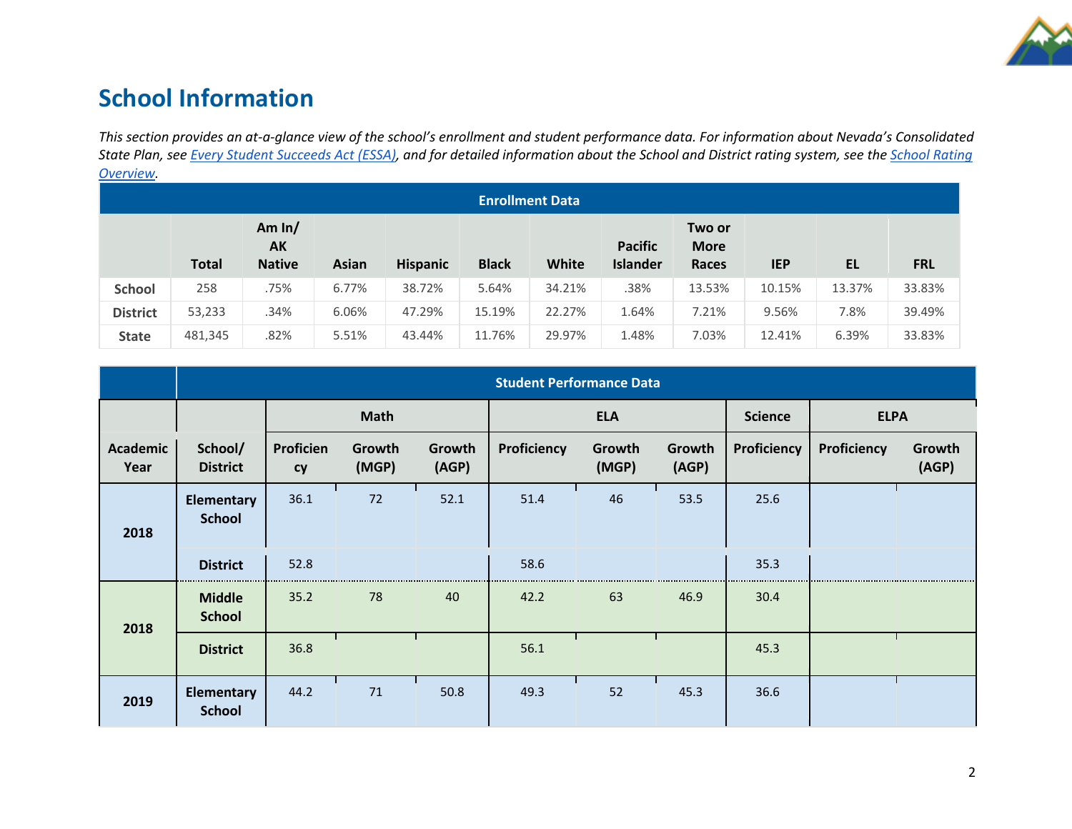# School Information

*This section provides an at-a-glance view of the school's enrollment and student performance data. For information about Nevada's Consolidated State Plan, see [Every Student Succeeds Act (ESSA)](), and for detailed information about the School and District rating system, see the [School Rating Overview]().*

| Enrollment Data | | | | | | | | | | | |
|---|---|---|---|---|---|---|---|---|---|---|---|
| | Total | Am In/ AK Native | Asian | Hispanic | Black | White | Pacific Islander | Two or More Races | IEP | EL | FRL |
| School | 258 | .75% | 6.77% | 38.72% | 5.64% | 34.21% | .38% | 13.53% | 10.15% | 13.37% | 33.83% |
| District | 53,233 | .34% | 6.06% | 47.29% | 15.19% | 22.27% | 1.64% | 7.21% | 9.56% | 7.8% | 39.49% |
| State | 481,345 | .82% | 5.51% | 43.44% | 11.76% | 29.97% | 1.48% | 7.03% | 12.41% | 6.39% | 33.83% |

| | Student Performance Data | | | | | | | | | |
|---|---|---|---|---|---|---|---|---|---|---|
| | | Math | | | ELA | | | Science | ELPA | |
| Academic Year | School/ District | Proficiency | Growth (MGP) | Growth (AGP) | Proficiency | Growth (MGP) | Growth (AGP) | Proficiency | Proficiency | Growth (AGP) |
| 2018 | Elementary School | 36.1 | 72 | 52.1 | 51.4 | 46 | 53.5 | 25.6 | | |
| | District | 52.8 | | | 58.6 | | | 35.3 | | |
| 2018 | Middle School | 35.2 | 78 | 40 | 42.2 | 63 | 46.9 | 30.4 | | |
| | District | 36.8 | | | 56.1 | | | 45.3 | | |
| 2019 | Elementary School | 44.2 | 71 | 50.8 | 49.3 | 52 | 45.3 | 36.6 | | |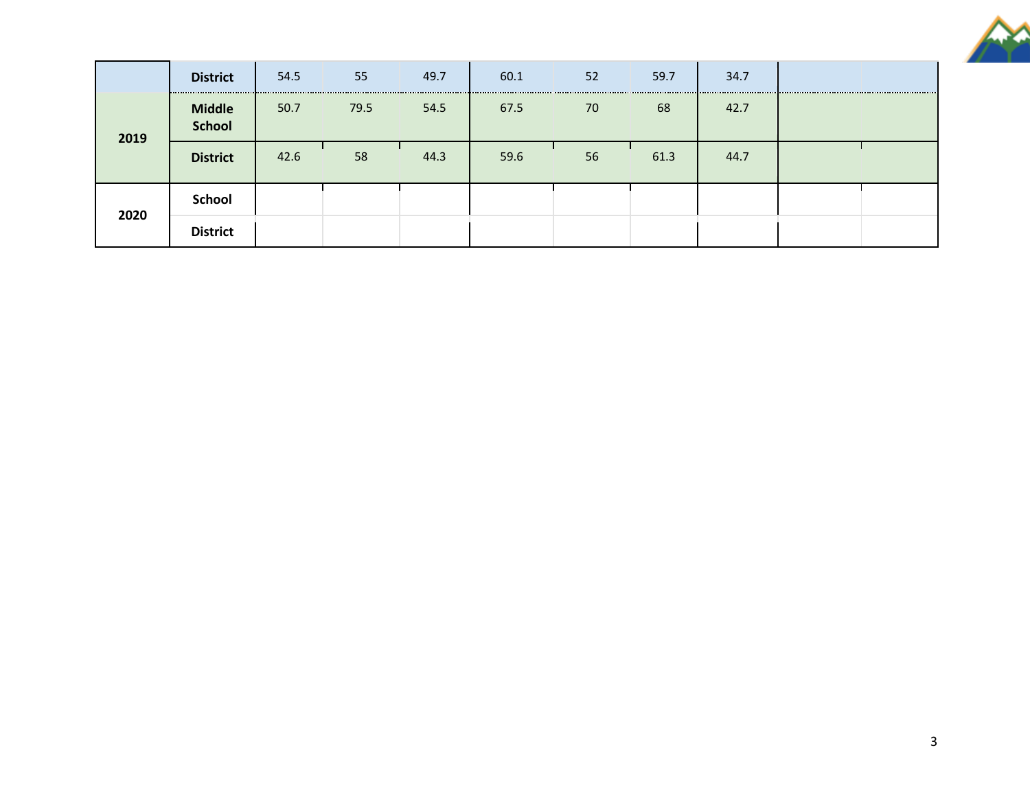| | | | | | | | | | | |
|---|---|---|---|---|---|---|---|---|---|---|
| | **District** | 54.5 | 55 | 49.7 | 60.1 | 52 | 59.7 | 34.7 | | |
| **2019** | **Middle School** | 50.7 | 79.5 | 54.5 | 67.5 | 70 | 68 | 42.7 | | |
| | **District** | 42.6 | 58 | 44.3 | 59.6 | 56 | 61.3 | 44.7 | | |
| **2020** | **School** | | | | | | | | | |
| | **District** | | | | | | | | | |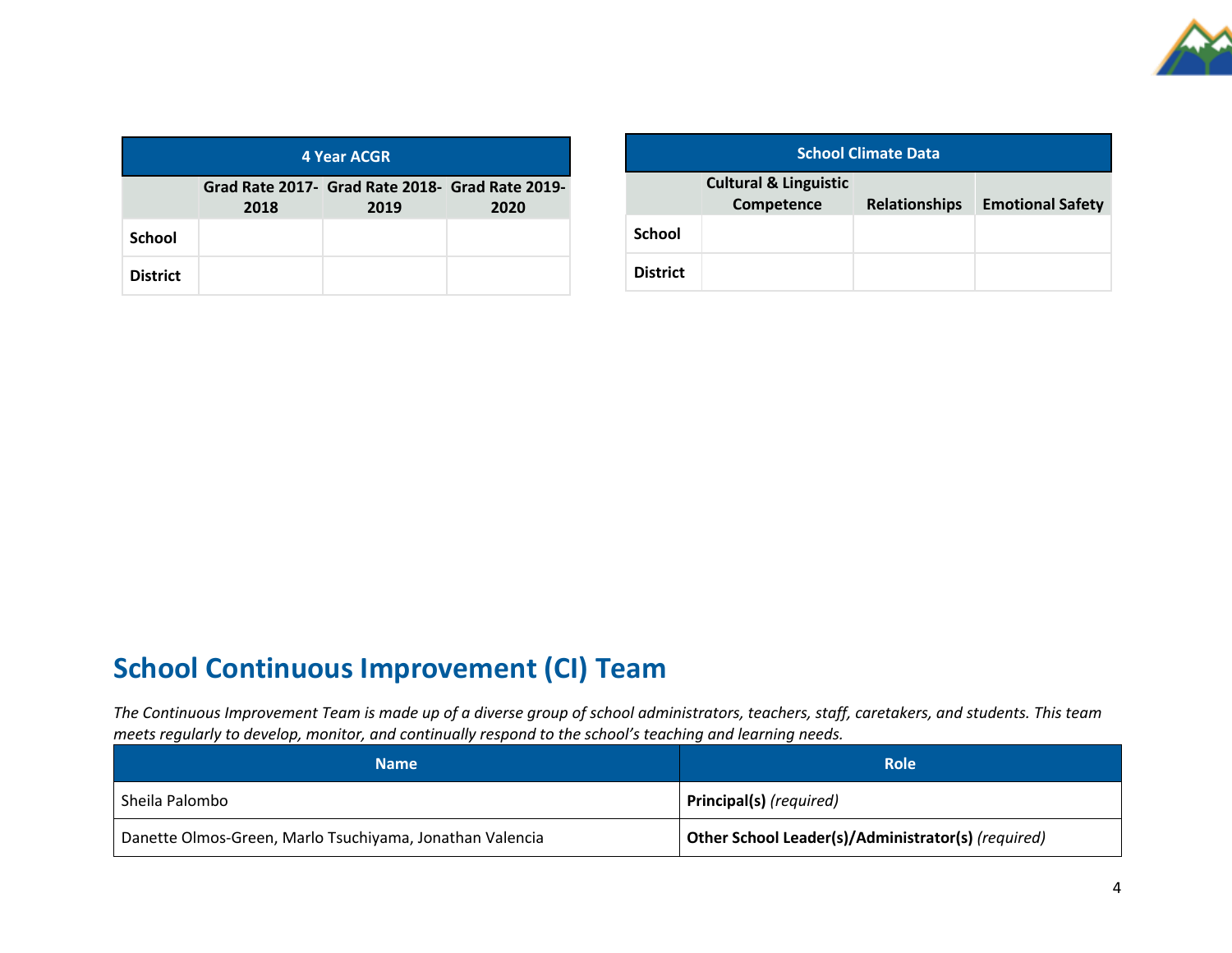| 4 Year ACGR | | | |
|---|---|---|---|
| | Grad Rate 2017-2018 | Grad Rate 2018-2019 | Grad Rate 2019-2020 |
| **School** | | | |
| **District** | | | |

| School Climate Data | | | |
|---|---|---|---|
| | Cultural & Linguistic Competence | Relationships | Emotional Safety |
| **School** | | | |
| **District** | | | |

## School Continuous Improvement (CI) Team

*The Continuous Improvement Team is made up of a diverse group of school administrators, teachers, staff, caretakers, and students. This team meets regularly to develop, monitor, and continually respond to the school's teaching and learning needs.*

| Name | Role |
|---|---|
| Sheila Palombo | **Principal(s)** *(required)* |
| Danette Olmos-Green, Marlo Tsuchiyama, Jonathan Valencia | **Other School Leader(s)/Administrator(s)** *(required)* |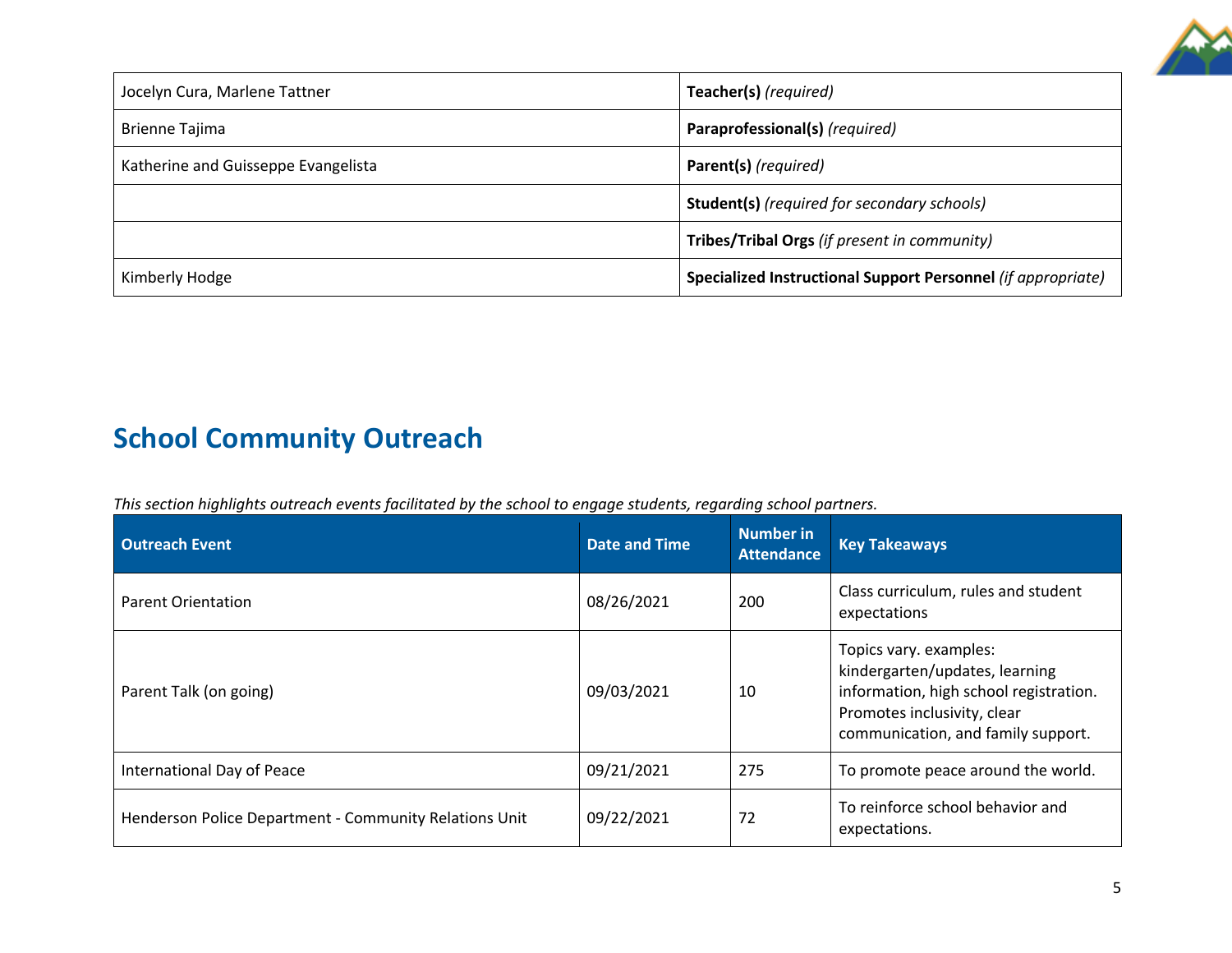| | |
|---|---|
| Jocelyn Cura, Marlene Tattner | **Teacher(s)** *(required)* |
| Brienne Tajima | **Paraprofessional(s)** *(required)* |
| Katherine and Guisseppe Evangelista | **Parent(s)** *(required)* |
| | **Student(s)** *(required for secondary schools)* |
| | **Tribes/Tribal Orgs** *(if present in community)* |
| Kimberly Hodge | **Specialized Instructional Support Personnel** *(if appropriate)* |

## School Community Outreach

*This section highlights outreach events facilitated by the school to engage students, regarding school partners.*

| Outreach Event | Date and Time | Number in Attendance | Key Takeaways |
|---|---|---|---|
| Parent Orientation | 08/26/2021 | 200 | Class curriculum, rules and student expectations |
| Parent Talk (on going) | 09/03/2021 | 10 | Topics vary. examples: kindergarten/updates, learning information, high school registration. Promotes inclusivity, clear communication, and family support. |
| International Day of Peace | 09/21/2021 | 275 | To promote peace around the world. |
| Henderson Police Department - Community Relations Unit | 09/22/2021 | 72 | To reinforce school behavior and expectations. |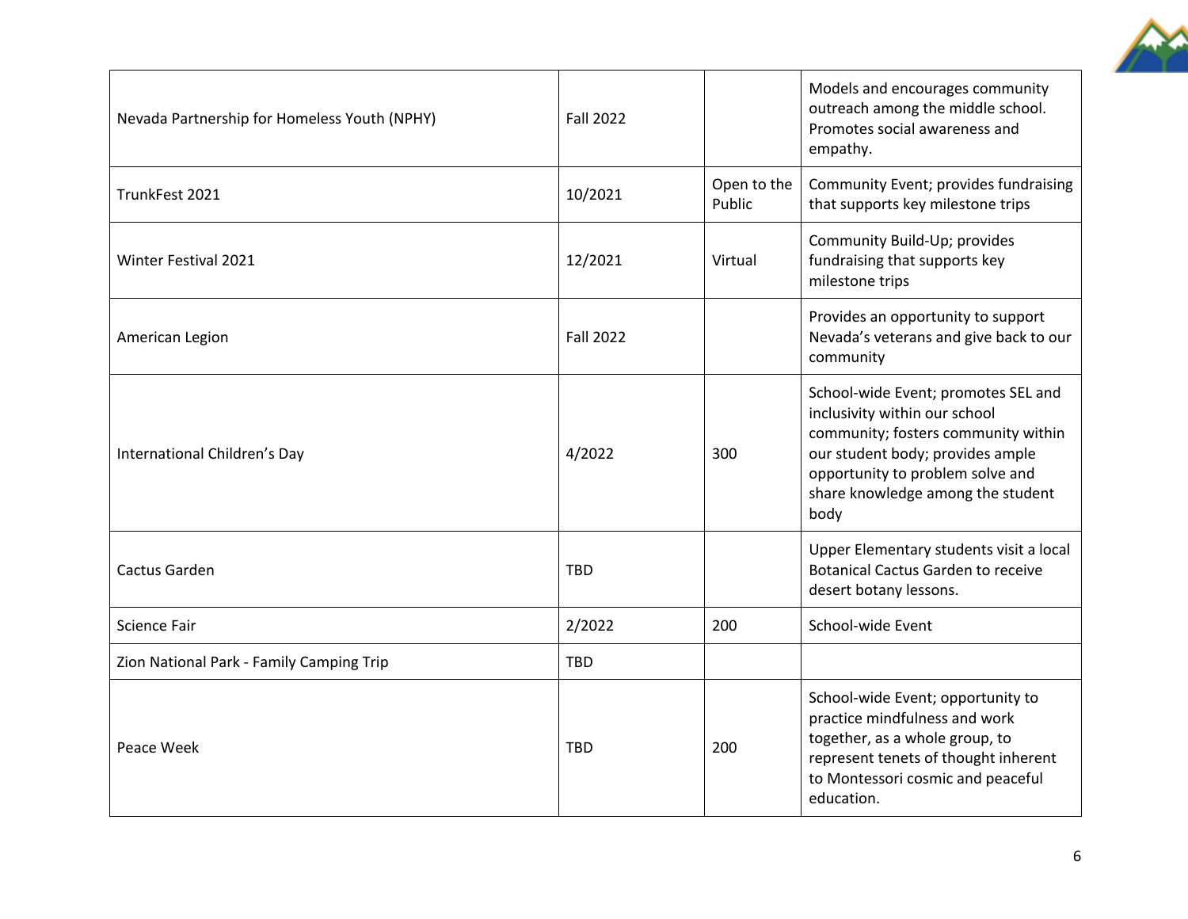| | | | |
|---|---|---|---|
| Nevada Partnership for Homeless Youth (NPHY) | Fall 2022 | | Models and encourages community outreach among the middle school. Promotes social awareness and empathy. |
| TrunkFest 2021 | 10/2021 | Open to the Public | Community Event; provides fundraising that supports key milestone trips |
| Winter Festival 2021 | 12/2021 | Virtual | Community Build-Up; provides fundraising that supports key milestone trips |
| American Legion | Fall 2022 | | Provides an opportunity to support Nevada's veterans and give back to our community |
| International Children's Day | 4/2022 | 300 | School-wide Event; promotes SEL and inclusivity within our school community; fosters community within our student body; provides ample opportunity to problem solve and share knowledge among the student body |
| Cactus Garden | TBD | | Upper Elementary students visit a local Botanical Cactus Garden to receive desert botany lessons. |
| Science Fair | 2/2022 | 200 | School-wide Event |
| Zion National Park - Family Camping Trip | TBD | | |
| Peace Week | TBD | 200 | School-wide Event; opportunity to practice mindfulness and work together, as a whole group, to represent tenets of thought inherent to Montessori cosmic and peaceful education. |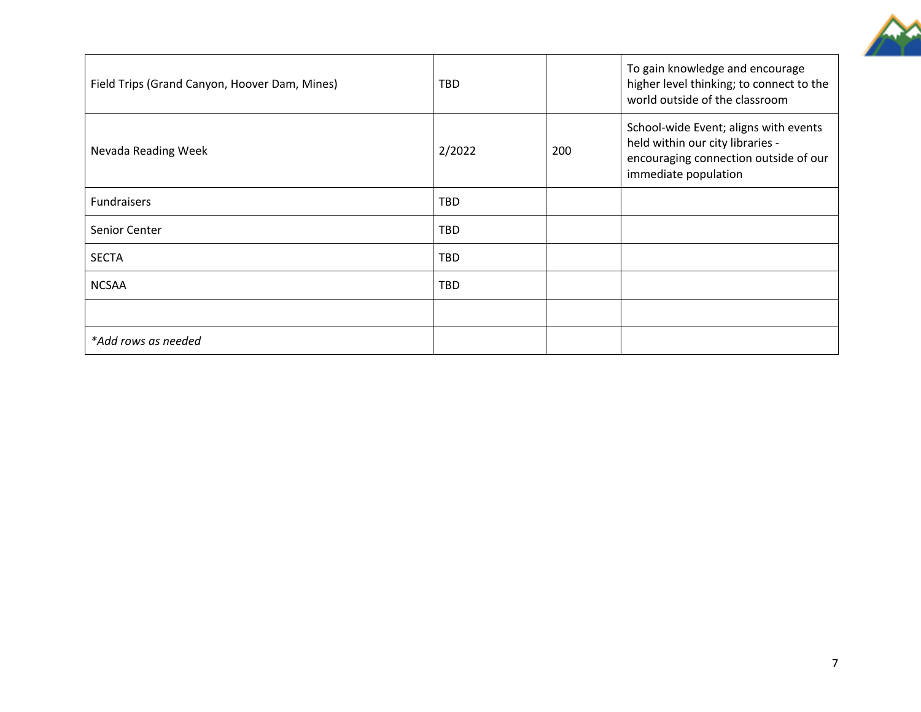| | | | |
|---|---|---|---|
| Field Trips (Grand Canyon, Hoover Dam, Mines) | TBD | | To gain knowledge and encourage higher level thinking; to connect to the world outside of the classroom |
| Nevada Reading Week | 2/2022 | 200 | School-wide Event; aligns with events held within our city libraries - encouraging connection outside of our immediate population |
| Fundraisers | TBD | | |
| Senior Center | TBD | | |
| SECTA | TBD | | |
| NCSAA | TBD | | |
| | | | |
| *\*Add rows as needed* | | | |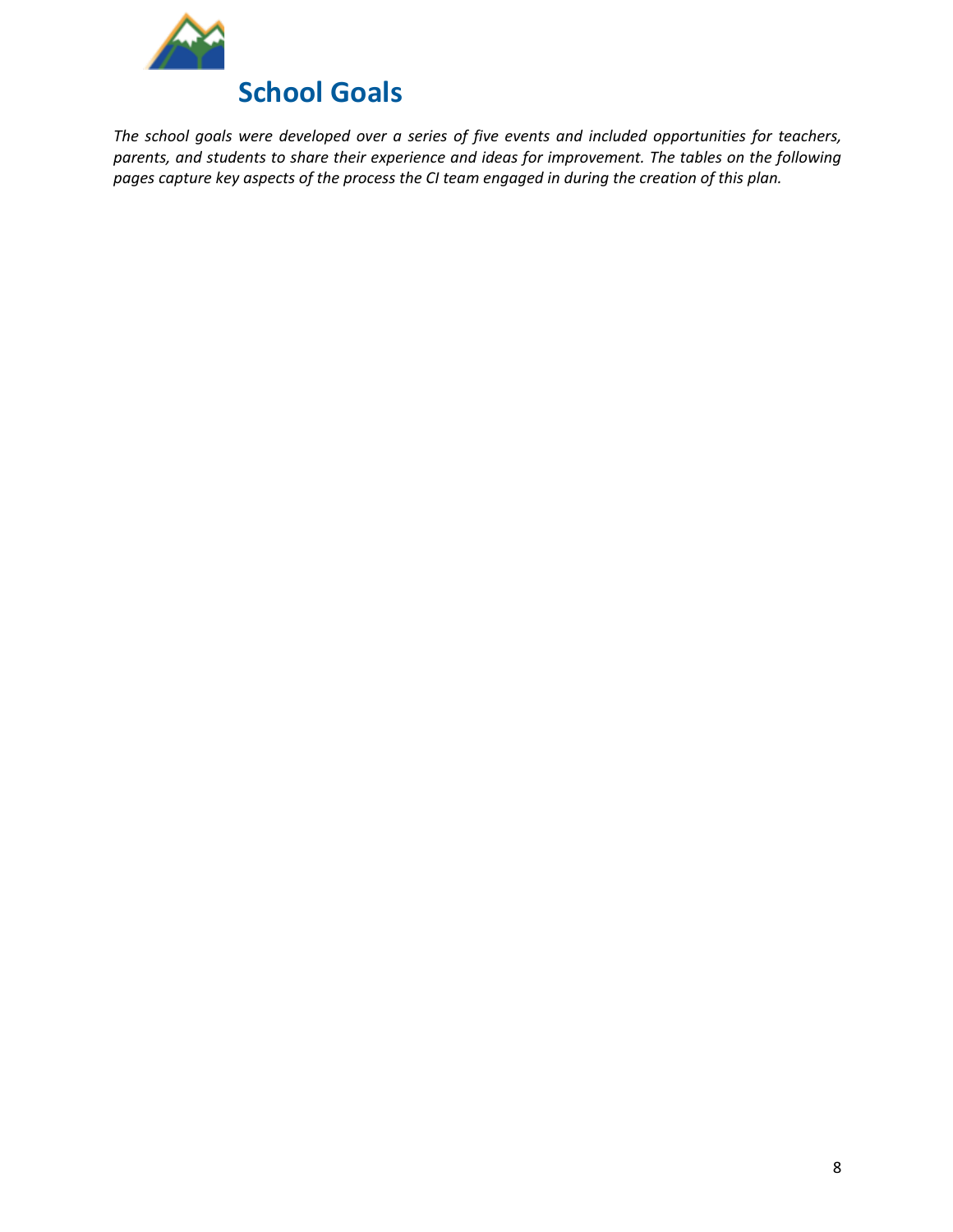# School Goals

*The school goals were developed over a series of five events and included opportunities for teachers, parents, and students to share their experience and ideas for improvement. The tables on the following pages capture key aspects of the process the CI team engaged in during the creation of this plan.*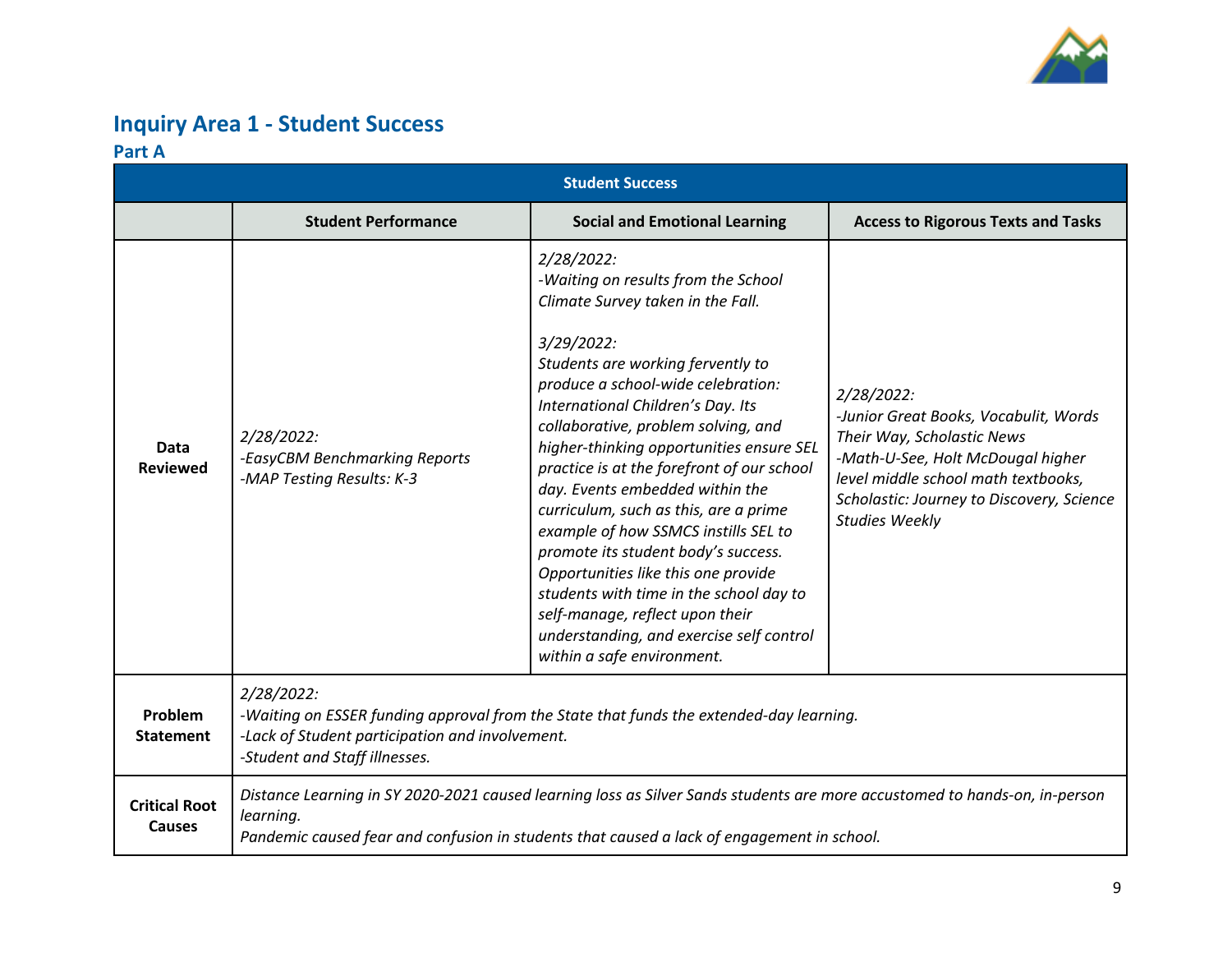## Inquiry Area 1 - Student Success

### Part A

| Student Success | | | |
|---|---|---|---|
| | **Student Performance** | **Social and Emotional Learning** | **Access to Rigorous Texts and Tasks** |
| **Data Reviewed** | *2/28/2022:*<br>*-EasyCBM Benchmarking Reports*<br>*-MAP Testing Results: K-3* | *2/28/2022:*<br>*-Waiting on results from the School Climate Survey taken in the Fall.*<br><br>*3/29/2022:*<br>*Students are working fervently to produce a school-wide celebration: International Children's Day. Its collaborative, problem solving, and higher-thinking opportunities ensure SEL practice is at the forefront of our school day. Events embedded within the curriculum, such as this, are a prime example of how SSMCS instills SEL to promote its student body's success. Opportunities like this one provide students with time in the school day to self-manage, reflect upon their understanding, and exercise self control within a safe environment.* | *2/28/2022:*<br>*-Junior Great Books, Vocabulit, Words Their Way, Scholastic News*<br>*-Math-U-See, Holt McDougal higher level middle school math textbooks, Scholastic: Journey to Discovery, Science Studies Weekly* |
| **Problem Statement** | *2/28/2022:*<br>*-Waiting on ESSER funding approval from the State that funds the extended-day learning.*<br>*-Lack of Student participation and involvement.*<br>*-Student and Staff illnesses.* | | |
| **Critical Root Causes** | *Distance Learning in SY 2020-2021 caused learning loss as Silver Sands students are more accustomed to hands-on, in-person learning.*<br>*Pandemic caused fear and confusion in students that caused a lack of engagement in school.* | | |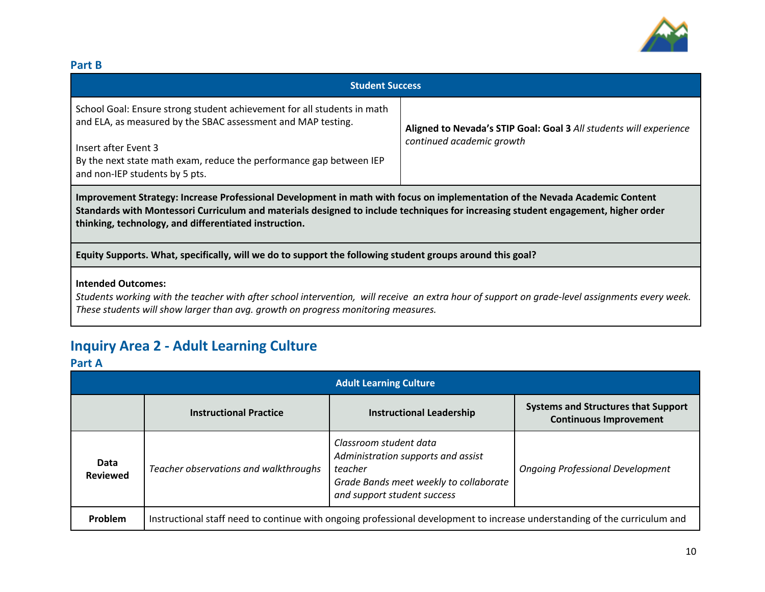### Part B

| Student Success | |
|---|---|
| School Goal: Ensure strong student achievement for all students in math and ELA, as measured by the SBAC assessment and MAP testing.<br><br>Insert after Event 3<br>By the next state math exam, reduce the performance gap between IEP and non-IEP students by 5 pts. | **Aligned to Nevada's STIP Goal: Goal 3** *All students will experience continued academic growth* |
| **Improvement Strategy: Increase Professional Development in math with focus on implementation of the Nevada Academic Content Standards with Montessori Curriculum and materials designed to include techniques for increasing student engagement, higher order thinking, technology, and differentiated instruction.** | |
| **Equity Supports. What, specifically, will we do to support the following student groups around this goal?** | |
| **Intended Outcomes:**<br>*Students working with the teacher with after school intervention, will receive an extra hour of support on grade-level assignments every week. These students will show larger than avg. growth on progress monitoring measures.* | |

## Inquiry Area 2 - Adult Learning Culture

### Part A

| Adult Learning Culture | | | |
|---|---|---|---|
| | **Instructional Practice** | **Instructional Leadership** | **Systems and Structures that Support Continuous Improvement** |
| **Data Reviewed** | *Teacher observations and walkthroughs* | *Classroom student data*<br>*Administration supports and assist teacher*<br>*Grade Bands meet weekly to collaborate and support student success* | *Ongoing Professional Development* |
| **Problem** | Instructional staff need to continue with ongoing professional development to increase understanding of the curriculum and | | |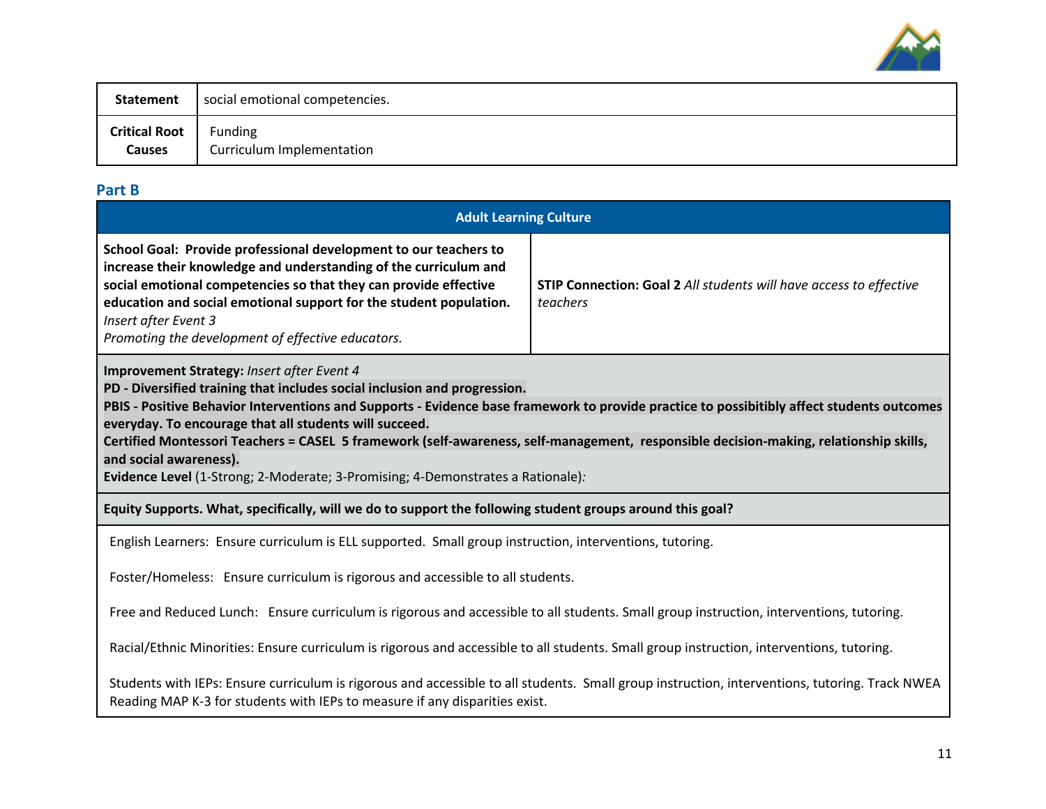| **Statement** | social emotional competencies. |
|---|---|
| **Critical Root Causes** | Funding<br>Curriculum Implementation |

## Part B

| **Adult Learning Culture** | |
|---|---|
| **School Goal: Provide professional development to our teachers to increase their knowledge and understanding of the curriculum and social emotional competencies so that they can provide effective education and social emotional support for the student population.**<br>*Insert after Event 3*<br>*Promoting the development of effective educators.* | **STIP Connection: Goal 2** *All students will have access to effective teachers* |
| **Improvement Strategy:** *Insert after Event 4*<br>**PD - Diversified training that includes social inclusion and progression.**<br>**PBIS - Positive Behavior Interventions and Supports - Evidence base framework to provide practice to possibilitibly affect students outcomes everyday. To encourage that all students will succeed.**<br>**Certified Montessori Teachers = CASEL 5 framework (self-awareness, self-management, responsible decision-making, relationship skills, and social awareness).**<br>**Evidence Level** (1-Strong; 2-Moderate; 3-Promising; 4-Demonstrates a Rationale)*:* | |
| **Equity Supports. What, specifically, will we do to support the following student groups around this goal?** | |
| English Learners: Ensure curriculum is ELL supported. Small group instruction, interventions, tutoring.<br><br>Foster/Homeless: Ensure curriculum is rigorous and accessible to all students.<br><br>Free and Reduced Lunch: Ensure curriculum is rigorous and accessible to all students. Small group instruction, interventions, tutoring.<br><br>Racial/Ethnic Minorities: Ensure curriculum is rigorous and accessible to all students. Small group instruction, interventions, tutoring.<br><br>Students with IEPs: Ensure curriculum is rigorous and accessible to all students. Small group instruction, interventions, tutoring. Track NWEA Reading MAP K-3 for students with IEPs to measure if any disparities exist. | |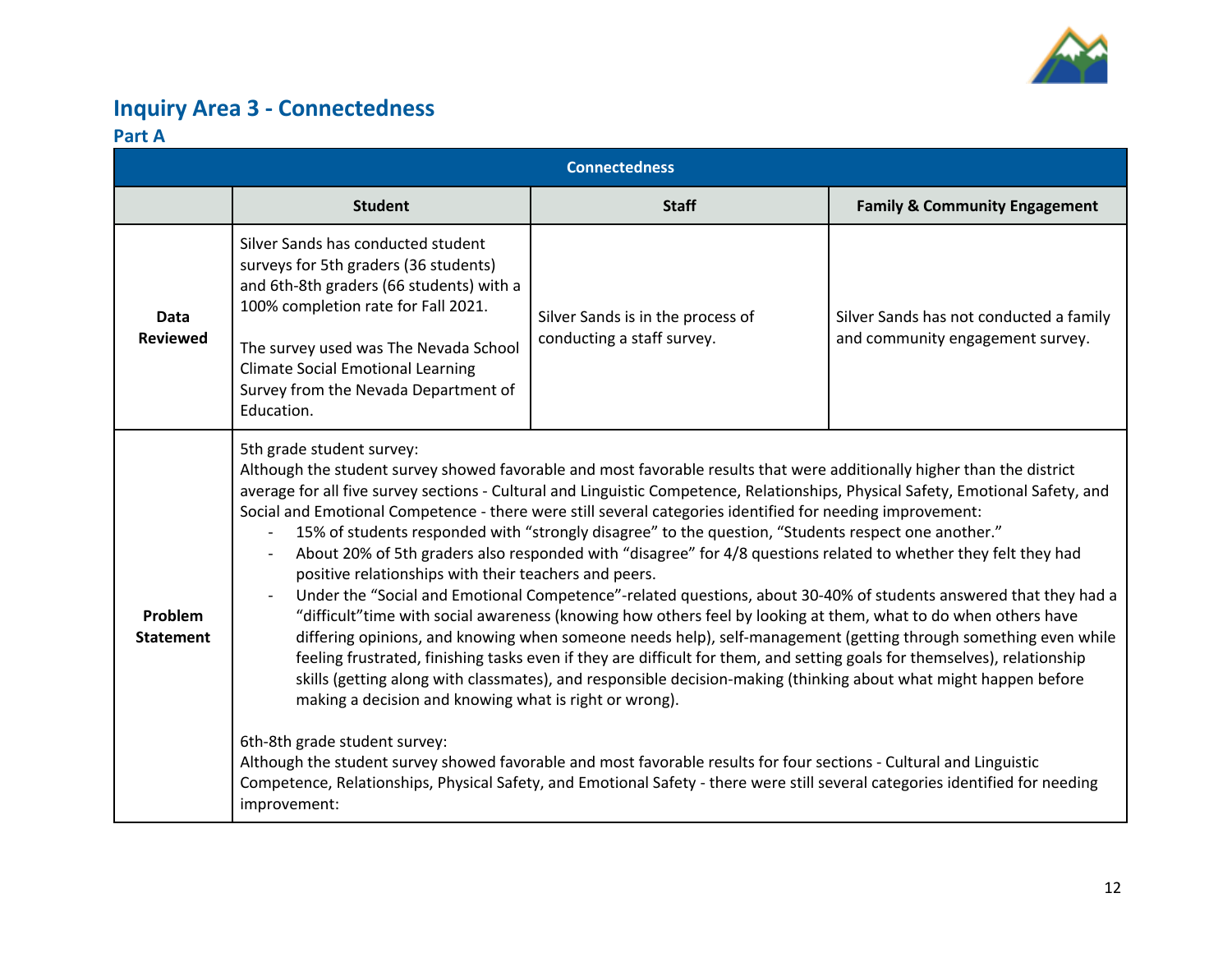# Inquiry Area 3 - Connectedness

## Part A

| Connectedness | | | |
|---|---|---|---|
| | **Student** | **Staff** | **Family & Community Engagement** |
| **Data Reviewed** | Silver Sands has conducted student surveys for 5th graders (36 students) and 6th-8th graders (66 students) with a 100% completion rate for Fall 2021.<br><br>The survey used was The Nevada School Climate Social Emotional Learning Survey from the Nevada Department of Education. | Silver Sands is in the process of conducting a staff survey. | Silver Sands has not conducted a family and community engagement survey. |
| **Problem Statement** | 5th grade student survey:<br>Although the student survey showed favorable and most favorable results that were additionally higher than the district average for all five survey sections - Cultural and Linguistic Competence, Relationships, Physical Safety, Emotional Safety, and Social and Emotional Competence - there were still several categories identified for needing improvement:<br>- 15% of students responded with "strongly disagree" to the question, "Students respect one another."<br>- About 20% of 5th graders also responded with "disagree" for 4/8 questions related to whether they felt they had positive relationships with their teachers and peers.<br>- Under the "Social and Emotional Competence"-related questions, about 30-40% of students answered that they had a "difficult"time with social awareness (knowing how others feel by looking at them, what to do when others have differing opinions, and knowing when someone needs help), self-management (getting through something even while feeling frustrated, finishing tasks even if they are difficult for them, and setting goals for themselves), relationship skills (getting along with classmates), and responsible decision-making (thinking about what might happen before making a decision and knowing what is right or wrong).<br><br>6th-8th grade student survey:<br>Although the student survey showed favorable and most favorable results for four sections - Cultural and Linguistic Competence, Relationships, Physical Safety, and Emotional Safety - there were still several categories identified for needing improvement: | | |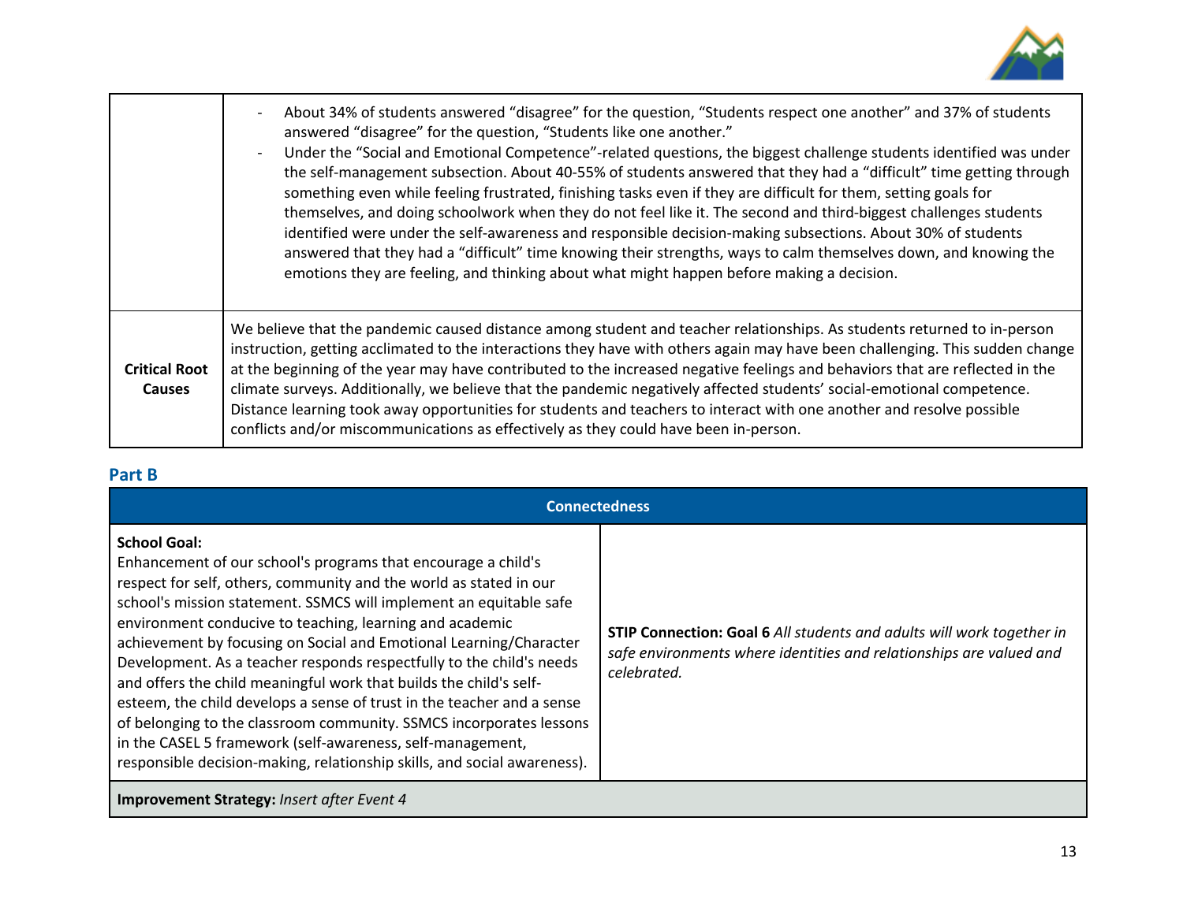| | |
|---|---|
| | - About 34% of students answered "disagree" for the question, "Students respect one another" and 37% of students answered "disagree" for the question, "Students like one another."<br>- Under the "Social and Emotional Competence"-related questions, the biggest challenge students identified was under the self-management subsection. About 40-55% of students answered that they had a "difficult" time getting through something even while feeling frustrated, finishing tasks even if they are difficult for them, setting goals for themselves, and doing schoolwork when they do not feel like it. The second and third-biggest challenges students identified were under the self-awareness and responsible decision-making subsections. About 30% of students answered that they had a "difficult" time knowing their strengths, ways to calm themselves down, and knowing the emotions they are feeling, and thinking about what might happen before making a decision. |
| **Critical Root Causes** | We believe that the pandemic caused distance among student and teacher relationships. As students returned to in-person instruction, getting acclimated to the interactions they have with others again may have been challenging. This sudden change at the beginning of the year may have contributed to the increased negative feelings and behaviors that are reflected in the climate surveys. Additionally, we believe that the pandemic negatively affected students' social-emotional competence. Distance learning took away opportunities for students and teachers to interact with one another and resolve possible conflicts and/or miscommunications as effectively as they could have been in-person. |

## Part B

| Connectedness | |
|---|---|
| **School Goal:**<br>Enhancement of our school's programs that encourage a child's respect for self, others, community and the world as stated in our school's mission statement. SSMCS will implement an equitable safe environment conducive to teaching, learning and academic achievement by focusing on Social and Emotional Learning/Character Development. As a teacher responds respectfully to the child's needs and offers the child meaningful work that builds the child's self-esteem, the child develops a sense of trust in the teacher and a sense of belonging to the classroom community. SSMCS incorporates lessons in the CASEL 5 framework (self-awareness, self-management, responsible decision-making, relationship skills, and social awareness). | **STIP Connection: Goal 6** *All students and adults will work together in safe environments where identities and relationships are valued and celebrated.* |
| **Improvement Strategy:** *Insert after Event 4* | |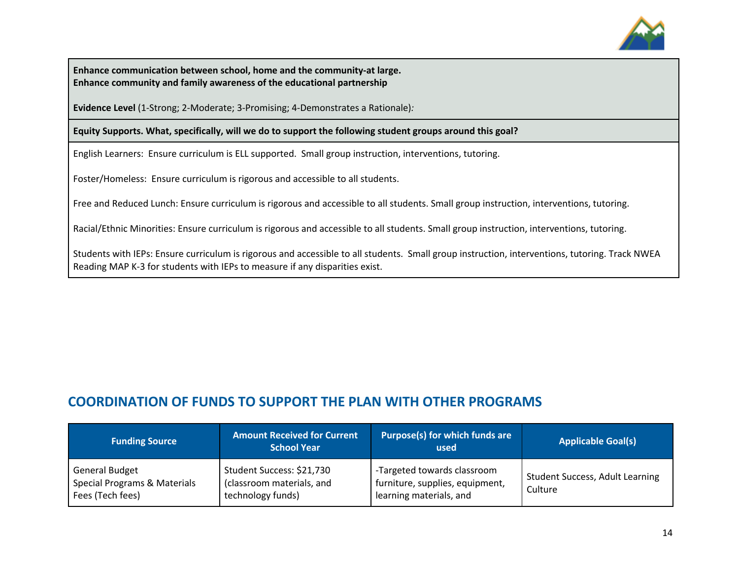| Enhance communication between school, home and the community-at large.<br>Enhance community and family awareness of the educational partnership<br><br>**Evidence Level** (1-Strong; 2-Moderate; 3-Promising; 4-Demonstrates a Rationale): |
|---|
| **Equity Supports. What, specifically, will we do to support the following student groups around this goal?** |
| English Learners:  Ensure curriculum is ELL supported.  Small group instruction, interventions, tutoring.<br><br>Foster/Homeless:  Ensure curriculum is rigorous and accessible to all students.<br><br>Free and Reduced Lunch: Ensure curriculum is rigorous and accessible to all students. Small group instruction, interventions, tutoring.<br><br>Racial/Ethnic Minorities: Ensure curriculum is rigorous and accessible to all students. Small group instruction, interventions, tutoring.<br><br>Students with IEPs: Ensure curriculum is rigorous and accessible to all students.  Small group instruction, interventions, tutoring. Track NWEA Reading MAP K-3 for students with IEPs to measure if any disparities exist. |

## COORDINATION OF FUNDS TO SUPPORT THE PLAN WITH OTHER PROGRAMS

| Funding Source | Amount Received for Current School Year | Purpose(s) for which funds are used | Applicable Goal(s) |
|---|---|---|---|
| General Budget<br>Special Programs & Materials<br>Fees (Tech fees) | Student Success: $21,730 (classroom materials, and technology funds) | -Targeted towards classroom furniture, supplies, equipment, learning materials, and | Student Success, Adult Learning Culture |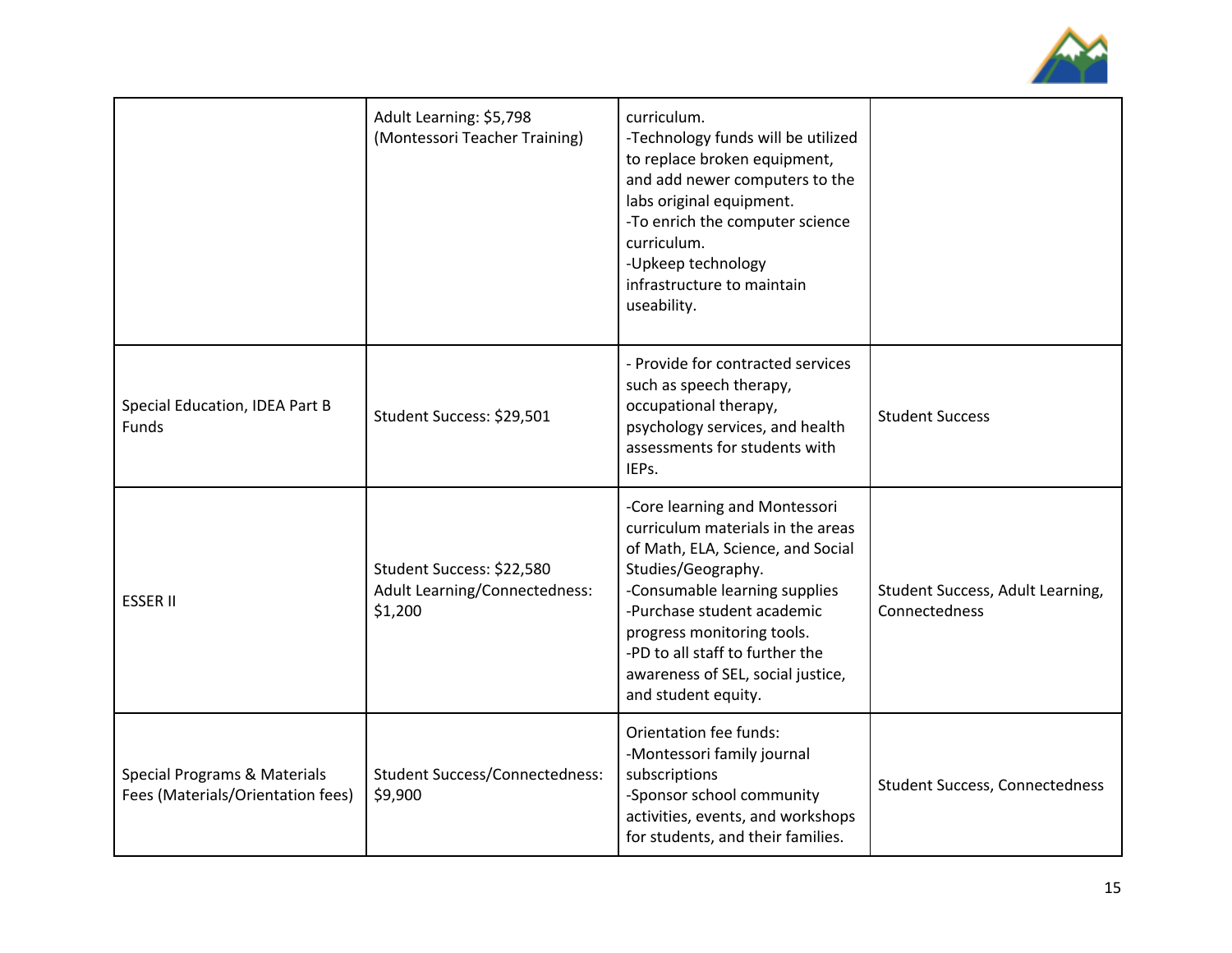| | | | |
|---|---|---|---|
| | Adult Learning: $5,798 (Montessori Teacher Training) | curriculum.<br>-Technology funds will be utilized to replace broken equipment, and add newer computers to the labs original equipment.<br>-To enrich the computer science curriculum.<br>-Upkeep technology infrastructure to maintain useability. | |
| Special Education, IDEA Part B Funds | Student Success: $29,501 | - Provide for contracted services such as speech therapy, occupational therapy, psychology services, and health assessments for students with IEPs. | Student Success |
| ESSER II | Student Success: $22,580<br>Adult Learning/Connectedness: $1,200 | -Core learning and Montessori curriculum materials in the areas of Math, ELA, Science, and Social Studies/Geography.<br>-Consumable learning supplies<br>-Purchase student academic progress monitoring tools.<br>-PD to all staff to further the awareness of SEL, social justice, and student equity. | Student Success, Adult Learning, Connectedness |
| Special Programs & Materials Fees (Materials/Orientation fees) | Student Success/Connectedness: $9,900 | Orientation fee funds:<br>-Montessori family journal subscriptions<br>-Sponsor school community activities, events, and workshops for students, and their families. | Student Success, Connectedness |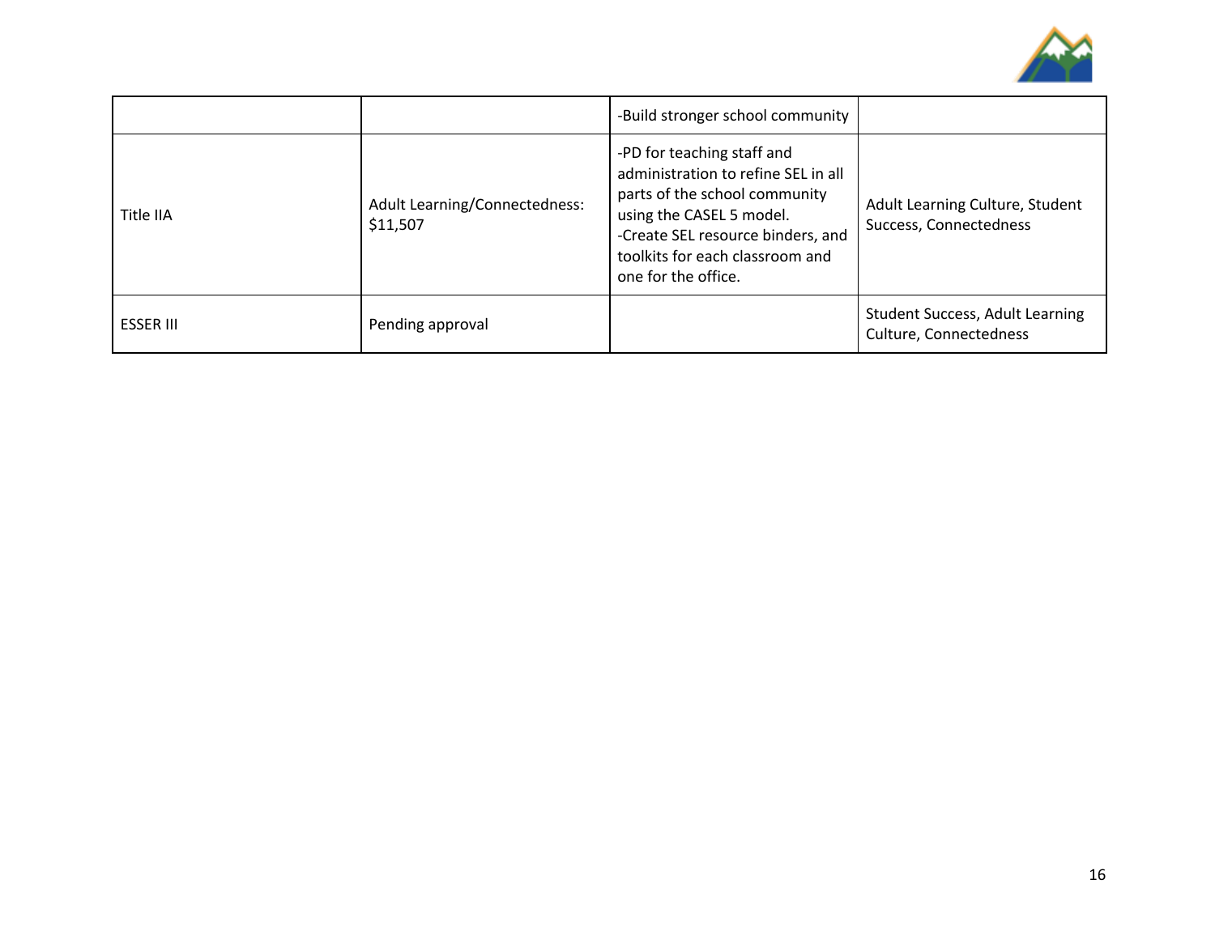| | | | |
|---|---|---|---|
| | | -Build stronger school community | |
| Title IIA | Adult Learning/Connectedness: $11,507 | -PD for teaching staff and administration to refine SEL in all parts of the school community using the CASEL 5 model.<br>-Create SEL resource binders, and toolkits for each classroom and one for the office. | Adult Learning Culture, Student Success, Connectedness |
| ESSER III | Pending approval | | Student Success, Adult Learning Culture, Connectedness |